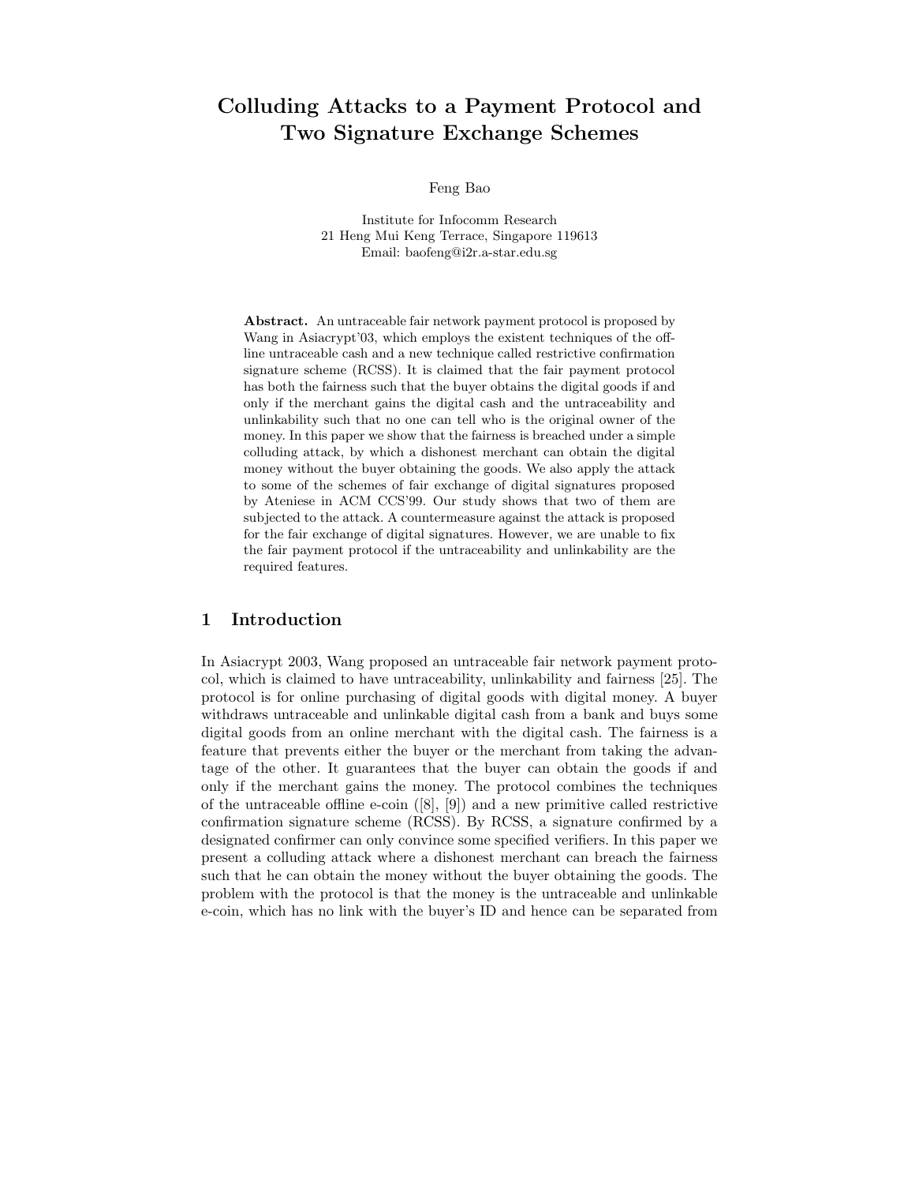# Colluding Attacks to a Payment Protocol and Two Signature Exchange Schemes

Feng Bao

Institute for Infocomm Research
21 Heng Mui Keng Terrace, Singapore 119613
Email: baofeng@i2r.a-star.edu.sg

**Abstract.** An untraceable fair network payment protocol is proposed by Wang in Asiacrypt'03, which employs the existent techniques of the offline untraceable cash and a new technique called restrictive confirmation signature scheme (RCSS). It is claimed that the fair payment protocol has both the fairness such that the buyer obtains the digital goods if and only if the merchant gains the digital cash and the untraceability and unlinkability such that no one can tell who is the original owner of the money. In this paper we show that the fairness is breached under a simple colluding attack, by which a dishonest merchant can obtain the digital money without the buyer obtaining the goods. We also apply the attack to some of the schemes of fair exchange of digital signatures proposed by Ateniese in ACM CCS'99. Our study shows that two of them are subjected to the attack. A countermeasure against the attack is proposed for the fair exchange of digital signatures. However, we are unable to fix the fair payment protocol if the untraceability and unlinkability are the required features.

## 1 Introduction

In Asiacrypt 2003, Wang proposed an untraceable fair network payment protocol, which is claimed to have untraceability, unlinkability and fairness [25]. The protocol is for online purchasing of digital goods with digital money. A buyer withdraws untraceable and unlinkable digital cash from a bank and buys some digital goods from an online merchant with the digital cash. The fairness is a feature that prevents either the buyer or the merchant from taking the advantage of the other. It guarantees that the buyer can obtain the goods if and only if the merchant gains the money. The protocol combines the techniques of the untraceable offline e-coin ([8], [9]) and a new primitive called restrictive confirmation signature scheme (RCSS). By RCSS, a signature confirmed by a designated confirmer can only convince some specified verifiers. In this paper we present a colluding attack where a dishonest merchant can breach the fairness such that he can obtain the money without the buyer obtaining the goods. The problem with the protocol is that the money is the untraceable and unlinkable e-coin, which has no link with the buyer's ID and hence can be separated from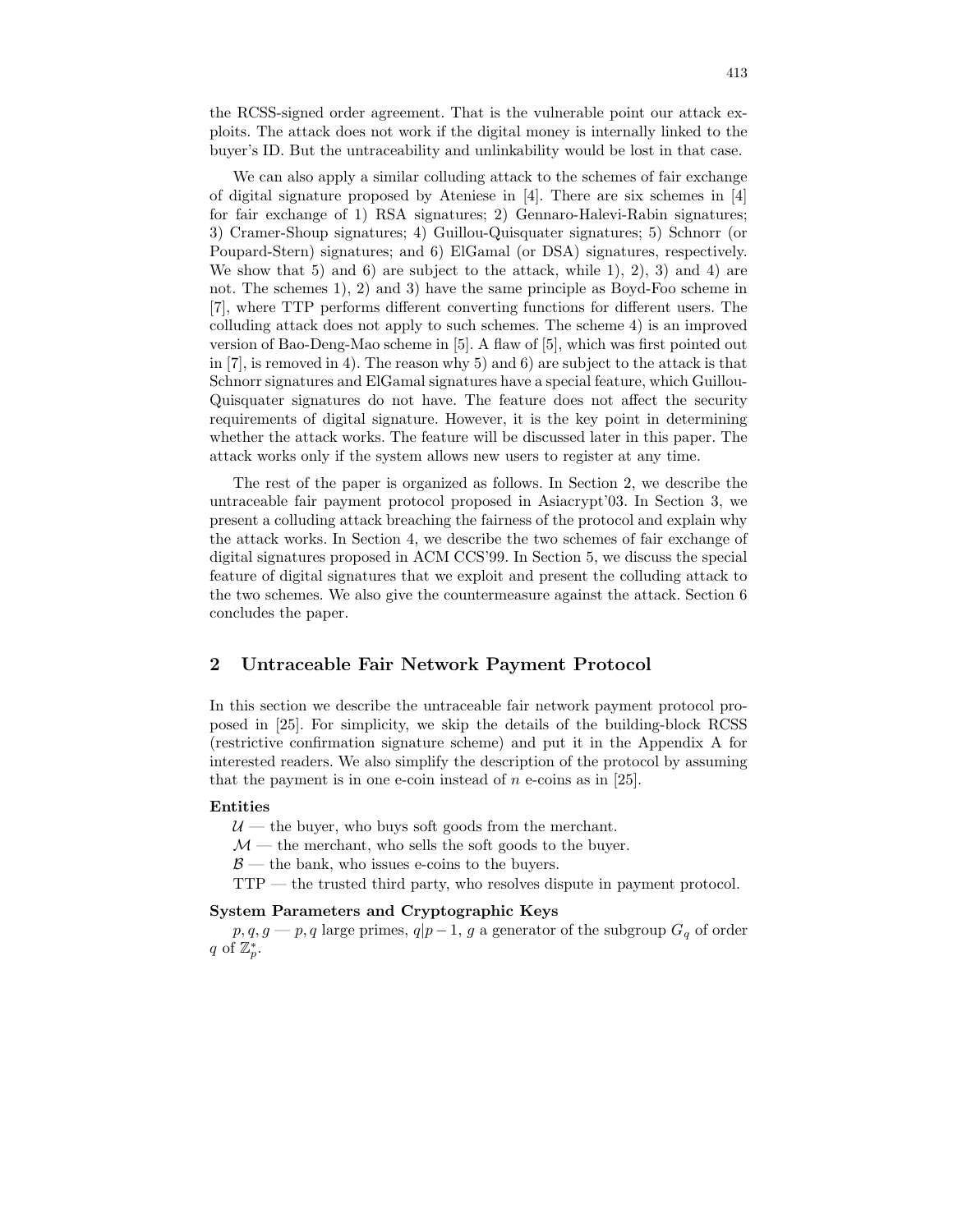the RCSS-signed order agreement. That is the vulnerable point our attack exploits. The attack does not work if the digital money is internally linked to the buyer's ID. But the untraceability and unlinkability would be lost in that case.

We can also apply a similar colluding attack to the schemes of fair exchange of digital signature proposed by Ateniese in [4]. There are six schemes in [4] for fair exchange of 1) RSA signatures; 2) Gennaro-Halevi-Rabin signatures; 3) Cramer-Shoup signatures; 4) Guillou-Quisquater signatures; 5) Schnorr (or Poupard-Stern) signatures; and 6) ElGamal (or DSA) signatures, respectively. We show that 5) and 6) are subject to the attack, while 1), 2), 3) and 4) are not. The schemes 1), 2) and 3) have the same principle as Boyd-Foo scheme in [7], where TTP performs different converting functions for different users. The colluding attack does not apply to such schemes. The scheme 4) is an improved version of Bao-Deng-Mao scheme in [5]. A flaw of [5], which was first pointed out in [7], is removed in 4). The reason why 5) and 6) are subject to the attack is that Schnorr signatures and ElGamal signatures have a special feature, which Guillou-Quisquater signatures do not have. The feature does not affect the security requirements of digital signature. However, it is the key point in determining whether the attack works. The feature will be discussed later in this paper. The attack works only if the system allows new users to register at any time.

The rest of the paper is organized as follows. In Section 2, we describe the untraceable fair payment protocol proposed in Asiacrypt'03. In Section 3, we present a colluding attack breaching the fairness of the protocol and explain why the attack works. In Section 4, we describe the two schemes of fair exchange of digital signatures proposed in ACM CCS'99. In Section 5, we discuss the special feature of digital signatures that we exploit and present the colluding attack to the two schemes. We also give the countermeasure against the attack. Section 6 concludes the paper.

## 2 Untraceable Fair Network Payment Protocol

In this section we describe the untraceable fair network payment protocol proposed in [25]. For simplicity, we skip the details of the building-block RCSS (restrictive confirmation signature scheme) and put it in the Appendix A for interested readers. We also simplify the description of the protocol by assuming that the payment is in one e-coin instead of $n$ e-coins as in [25].

**Entities**

$\mathcal{U}$ — the buyer, who buys soft goods from the merchant.
$\mathcal{M}$ — the merchant, who sells the soft goods to the buyer.
$\mathcal{B}$ — the bank, who issues e-coins to the buyers.
TTP — the trusted third party, who resolves dispute in payment protocol.

**System Parameters and Cryptographic Keys**

$p, q, g$ — $p, q$ large primes, $q|p-1$, $g$ a generator of the subgroup $G_q$ of order $q$ of $\mathbb{Z}_p^*$.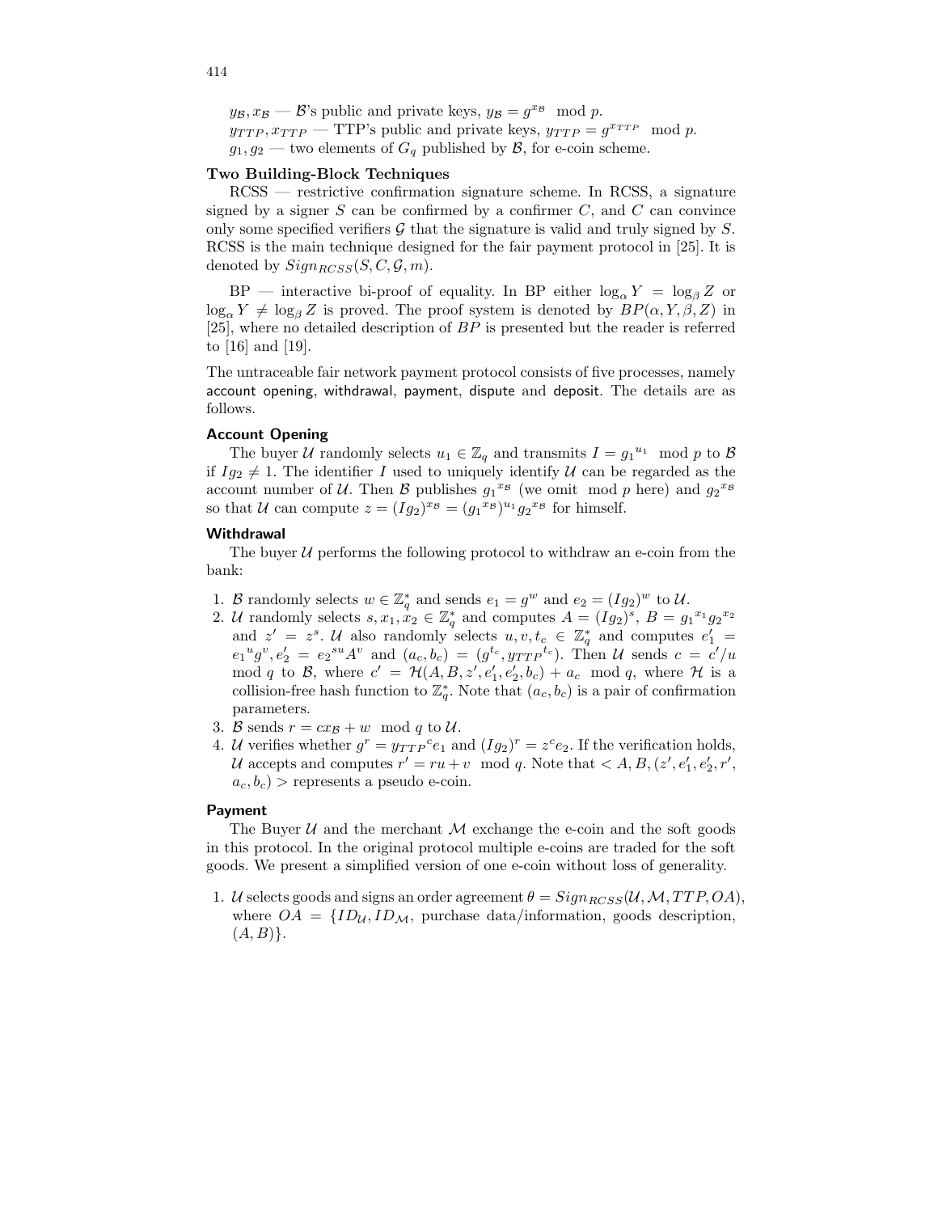$y_{\mathcal{B}}, x_{\mathcal{B}}$ — $\mathcal{B}$'s public and private keys, $y_{\mathcal{B}} = g^{x_{\mathcal{B}}} \mod p$.
$y_{TTP}, x_{TTP}$ — TTP's public and private keys, $y_{TTP} = g^{x_{TTP}} \mod p$.
$g_1, g_2$ — two elements of $G_q$ published by $\mathcal{B}$, for e-coin scheme.

**Two Building-Block Techniques**

RCSS — restrictive confirmation signature scheme. In RCSS, a signature signed by a signer $S$ can be confirmed by a confirmer $C$, and $C$ can convince only some specified verifiers $\mathcal{G}$ that the signature is valid and truly signed by $S$. RCSS is the main technique designed for the fair payment protocol in [25]. It is denoted by $Sign_{RCSS}(S, C, \mathcal{G}, m)$.

BP — interactive bi-proof of equality. In BP either $\log_\alpha Y = \log_\beta Z$ or $\log_\alpha Y \neq \log_\beta Z$ is proved. The proof system is denoted by $BP(\alpha, Y, \beta, Z)$ in [25], where no detailed description of $BP$ is presented but the reader is referred to [16] and [19].

The untraceable fair network payment protocol consists of five processes, namely account opening, withdrawal, payment, dispute and deposit. The details are as follows.

**Account Opening**

The buyer $\mathcal{U}$ randomly selects $u_1 \in \mathbb{Z}_q$ and transmits $I = {g_1}^{u_1} \mod p$ to $\mathcal{B}$ if $Ig_2 \neq 1$. The identifier $I$ used to uniquely identify $\mathcal{U}$ can be regarded as the account number of $\mathcal{U}$. Then $\mathcal{B}$ publishes ${g_1}^{x_{\mathcal{B}}}$ (we omit $\mod p$ here) and ${g_2}^{x_{\mathcal{B}}}$ so that $\mathcal{U}$ can compute $z = (Ig_2)^{x_{\mathcal{B}}} = ({g_1}^{x_{\mathcal{B}}})^{u_1} {g_2}^{x_{\mathcal{B}}}$ for himself.

**Withdrawal**

The buyer $\mathcal{U}$ performs the following protocol to withdraw an e-coin from the bank:

1. $\mathcal{B}$ randomly selects $w \in \mathbb{Z}_q^*$ and sends $e_1 = g^w$ and $e_2 = (Ig_2)^w$ to $\mathcal{U}$.
2. $\mathcal{U}$ randomly selects $s, x_1, x_2 \in \mathbb{Z}_q^*$ and computes $A = (Ig_2)^s$, $B = {g_1}^{x_1}{g_2}^{x_2}$ and $z' = z^s$. $\mathcal{U}$ also randomly selects $u, v, t_c \in \mathbb{Z}_q^*$ and computes $e_1' = {e_1}^u g^v, e_2' = {e_2}^{su} A^v$ and $(a_c, b_c) = (g^{t_c}, {y_{TTP}}^{t_c})$. Then $\mathcal{U}$ sends $c = c'/u \mod q$ to $\mathcal{B}$, where $c' = \mathcal{H}(A, B, z', e_1', e_2', b_c) + a_c \mod q$, where $\mathcal{H}$ is a collision-free hash function to $\mathbb{Z}_q^*$. Note that $(a_c, b_c)$ is a pair of confirmation parameters.
3. $\mathcal{B}$ sends $r = cx_{\mathcal{B}} + w \mod q$ to $\mathcal{U}$.
4. $\mathcal{U}$ verifies whether $g^r = {y_{TTP}}^c e_1$ and $(Ig_2)^r = z^c e_2$. If the verification holds, $\mathcal{U}$ accepts and computes $r' = ru + v \mod q$. Note that $< A, B, (z', e_1', e_2', r', a_c, b_c) >$ represents a pseudo e-coin.

**Payment**

The Buyer $\mathcal{U}$ and the merchant $\mathcal{M}$ exchange the e-coin and the soft goods in this protocol. In the original protocol multiple e-coins are traded for the soft goods. We present a simplified version of one e-coin without loss of generality.

1. $\mathcal{U}$ selects goods and signs an order agreement $\theta = Sign_{RCSS}(\mathcal{U}, \mathcal{M}, TTP, OA)$, where $OA = \{ID_{\mathcal{U}}, ID_{\mathcal{M}}$, purchase data/information, goods description, $(A, B)\}$.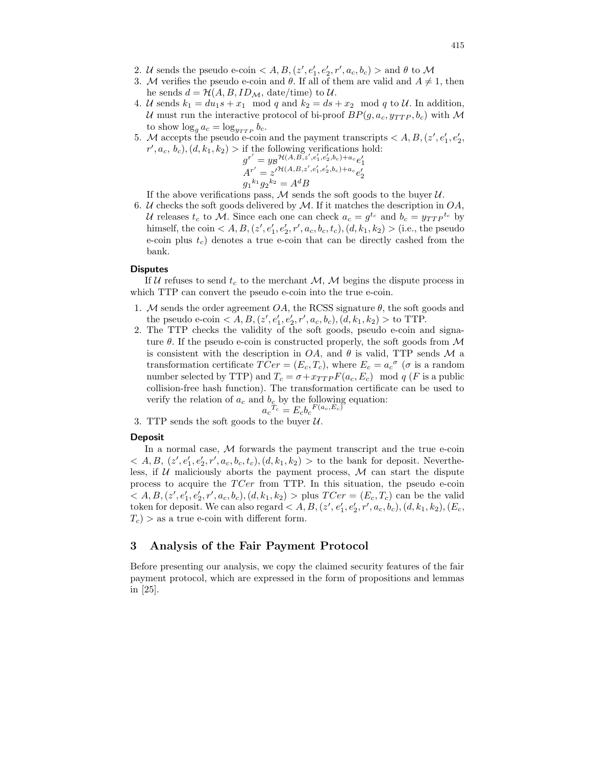2. $\mathcal{U}$ sends the pseudo e-coin $< A, B, (z', e_1', e_2', r', a_c, b_c) >$ and $\theta$ to $\mathcal{M}$
3. $\mathcal{M}$ verifies the pseudo e-coin and $\theta$. If all of them are valid and $A \neq 1$, then he sends $d = \mathcal{H}(A, B, ID_{\mathcal{M}}, \text{date/time})$ to $\mathcal{U}$.
4. $\mathcal{U}$ sends $k_1 = du_1 s + x_1 \mod q$ and $k_2 = ds + x_2 \mod q$ to $\mathcal{U}$. In addition, $\mathcal{U}$ must run the interactive protocol of bi-proof $BP(g, a_c, y_{TTP}, b_c)$ with $\mathcal{M}$ to show $\log_g a_c = \log_{y_{TTP}} b_c$.
5. $\mathcal{M}$ accepts the pseudo e-coin and the payment transcripts $< A, B, (z', e_1', e_2', r', a_c, b_c), (d, k_1, k_2) >$ if the following verifications hold:
$$g^{r'} = y_{\mathcal{B}}{}^{\mathcal{H}(A,B,z',e_1',e_2',b_c)+a_c} e_1'$$
$$A^{r'} = z'^{\mathcal{H}(A,B,z',e_1',e_2',b_c)+a_c} e_2'$$
$$g_1{}^{k_1} g_2{}^{k_2} = A^d B$$
If the above verifications pass, $\mathcal{M}$ sends the soft goods to the buyer $\mathcal{U}$.
6. $\mathcal{U}$ checks the soft goods delivered by $\mathcal{M}$. If it matches the description in $OA$, $\mathcal{U}$ releases $t_c$ to $\mathcal{M}$. Since each one can check $a_c = g^{t_c}$ and $b_c = y_{TTP}{}^{t_c}$ by himself, the coin $< A, B, (z', e_1', e_2', r', a_c, b_c, t_c), (d, k_1, k_2) >$ (i.e., the pseudo e-coin plus $t_c$) denotes a true e-coin that can be directly cashed from the bank.

**Disputes**

If $\mathcal{U}$ refuses to send $t_c$ to the merchant $\mathcal{M}$, $\mathcal{M}$ begins the dispute process in which TTP can convert the pseudo e-coin into the true e-coin.

1. $\mathcal{M}$ sends the order agreement $OA$, the RCSS signature $\theta$, the soft goods and the pseudo e-coin $< A, B, (z', e_1', e_2', r', a_c, b_c), (d, k_1, k_2) >$ to TTP.
2. The TTP checks the validity of the soft goods, pseudo e-coin and signature $\theta$. If the pseudo e-coin is constructed properly, the soft goods from $\mathcal{M}$ is consistent with the description in $OA$, and $\theta$ is valid, TTP sends $\mathcal{M}$ a transformation certificate $TCer = (E_c, T_c)$, where $E_c = a_c{}^{\sigma}$ ($\sigma$ is a random number selected by TTP) and $T_c = \sigma + x_{TTP} F(a_c, E_c) \mod q$ ($F$ is a public collision-free hash function). The transformation certificate can be used to verify the relation of $a_c$ and $b_c$ by the following equation:
$$a_c{}^{T_c} = E_c b_c{}^{F(a_c, E_c)}$$
3. TTP sends the soft goods to the buyer $\mathcal{U}$.

**Deposit**

In a normal case, $\mathcal{M}$ forwards the payment transcript and the true e-coin $< A, B, (z', e_1', e_2', r', a_c, b_c, t_c), (d, k_1, k_2) >$ to the bank for deposit. Nevertheless, if $\mathcal{U}$ maliciously aborts the payment process, $\mathcal{M}$ can start the dispute process to acquire the $TCer$ from TTP. In this situation, the pseudo e-coin $< A, B, (z', e_1', e_2', r', a_c, b_c), (d, k_1, k_2) >$ plus $TCer = (E_c, T_c)$ can be the valid token for deposit. We can also regard $< A, B, (z', e_1', e_2', r', a_c, b_c), (d, k_1, k_2), (E_c, T_c) >$ as a true e-coin with different form.

## 3 Analysis of the Fair Payment Protocol

Before presenting our analysis, we copy the claimed security features of the fair payment protocol, which are expressed in the form of propositions and lemmas in [25].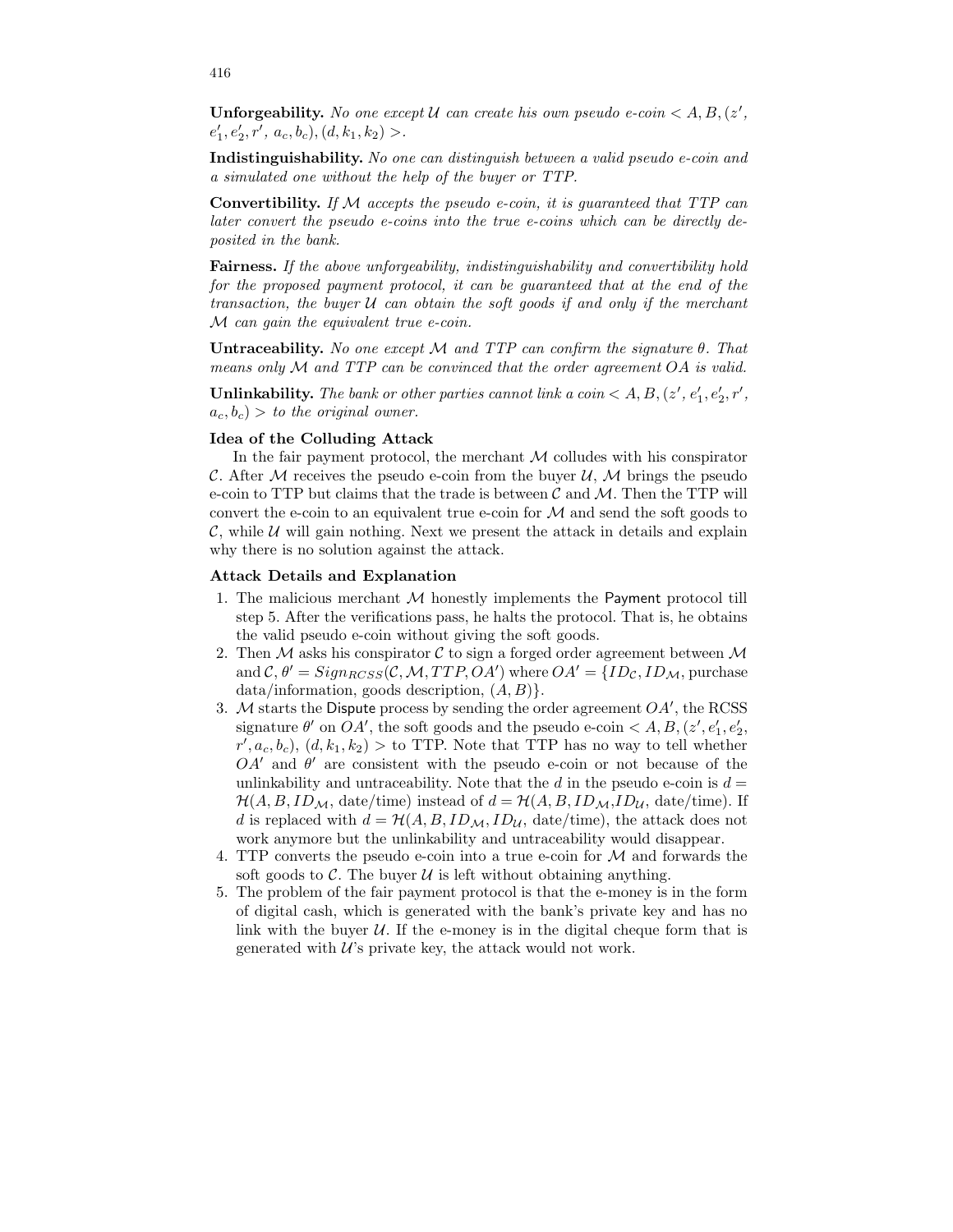**Unforgeability.** *No one except $\mathcal{U}$ can create his own pseudo e-coin $< A, B, (z', e_1', e_2', r', a_c, b_c), (d, k_1, k_2) >$.*

**Indistinguishability.** *No one can distinguish between a valid pseudo e-coin and a simulated one without the help of the buyer or TTP.*

**Convertibility.** *If $\mathcal{M}$ accepts the pseudo e-coin, it is guaranteed that TTP can later convert the pseudo e-coins into the true e-coins which can be directly deposited in the bank.*

**Fairness.** *If the above unforgeability, indistinguishability and convertibility hold for the proposed payment protocol, it can be guaranteed that at the end of the transaction, the buyer $\mathcal{U}$ can obtain the soft goods if and only if the merchant $\mathcal{M}$ can gain the equivalent true e-coin.*

**Untraceability.** *No one except $\mathcal{M}$ and TTP can confirm the signature $\theta$. That means only $\mathcal{M}$ and TTP can be convinced that the order agreement OA is valid.*

**Unlinkability.** *The bank or other parties cannot link a coin $< A, B, (z', e_1', e_2', r', a_c, b_c) >$ to the original owner.*

**Idea of the Colluding Attack**

In the fair payment protocol, the merchant $\mathcal{M}$ colludes with his conspirator $\mathcal{C}$. After $\mathcal{M}$ receives the pseudo e-coin from the buyer $\mathcal{U}$, $\mathcal{M}$ brings the pseudo e-coin to TTP but claims that the trade is between $\mathcal{C}$ and $\mathcal{M}$. Then the TTP will convert the e-coin to an equivalent true e-coin for $\mathcal{M}$ and send the soft goods to $\mathcal{C}$, while $\mathcal{U}$ will gain nothing. Next we present the attack in details and explain why there is no solution against the attack.

**Attack Details and Explanation**

1. The malicious merchant $\mathcal{M}$ honestly implements the Payment protocol till step 5. After the verifications pass, he halts the protocol. That is, he obtains the valid pseudo e-coin without giving the soft goods.
2. Then $\mathcal{M}$ asks his conspirator $\mathcal{C}$ to sign a forged order agreement between $\mathcal{M}$ and $\mathcal{C}$, $\theta' = Sign_{RCSS}(\mathcal{C}, \mathcal{M}, TTP, OA')$ where $OA' = \{ID_{\mathcal{C}}, ID_{\mathcal{M}}$, purchase data/information, goods description, $(A, B)\}$.
3. $\mathcal{M}$ starts the Dispute process by sending the order agreement $OA'$, the RCSS signature $\theta'$ on $OA'$, the soft goods and the pseudo e-coin $< A, B, (z', e_1', e_2', r', a_c, b_c), (d, k_1, k_2) >$ to TTP. Note that TTP has no way to tell whether $OA'$ and $\theta'$ are consistent with the pseudo e-coin or not because of the unlinkability and untraceability. Note that the $d$ in the pseudo e-coin is $d = \mathcal{H}(A, B, ID_{\mathcal{M}}$, date/time) instead of $d = \mathcal{H}(A, B, ID_{\mathcal{M}}, ID_{\mathcal{U}}$, date/time). If $d$ is replaced with $d = \mathcal{H}(A, B, ID_{\mathcal{M}}, ID_{\mathcal{U}}$, date/time), the attack does not work anymore but the unlinkability and untraceability would disappear.
4. TTP converts the pseudo e-coin into a true e-coin for $\mathcal{M}$ and forwards the soft goods to $\mathcal{C}$. The buyer $\mathcal{U}$ is left without obtaining anything.
5. The problem of the fair payment protocol is that the e-money is in the form of digital cash, which is generated with the bank's private key and has no link with the buyer $\mathcal{U}$. If the e-money is in the digital cheque form that is generated with $\mathcal{U}$'s private key, the attack would not work.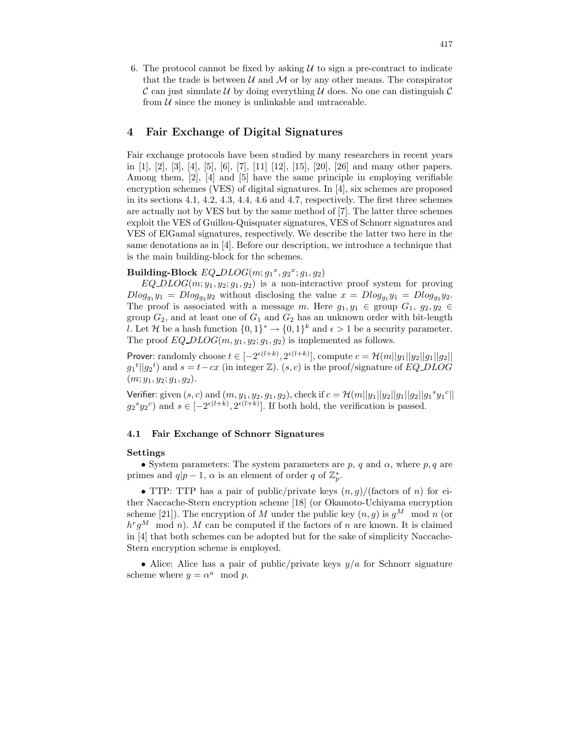6. The protocol cannot be fixed by asking $\mathcal{U}$ to sign a pre-contract to indicate that the trade is between $\mathcal{U}$ and $\mathcal{M}$ or by any other means. The conspirator $\mathcal{C}$ can just simulate $\mathcal{U}$ by doing everything $\mathcal{U}$ does. No one can distinguish $\mathcal{C}$ from $\mathcal{U}$ since the money is unlinkable and untraceable.

## 4 Fair Exchange of Digital Signatures

Fair exchange protocols have been studied by many researchers in recent years in [1], [2], [3], [4], [5], [6], [7], [11] [12], [15], [20], [26] and many other papers. Among them, [2], [4] and [5] have the same principle in employing verifiable encryption schemes (VES) of digital signatures. In [4], six schemes are proposed in its sections 4.1, 4.2, 4.3, 4.4, 4.6 and 4.7, respectively. The first three schemes are actually not by VES but by the same method of [7]. The latter three schemes exploit the VES of Guillou-Quisquater signatures, VES of Schnorr signatures and VES of ElGamal signatures, respectively. We describe the latter two here in the same denotations as in [4]. Before our description, we introduce a technique that is the main building-block for the schemes.

**Building-Block** $EQ\_DLOG(m; {g_1}^x, {g_2}^x; g_1, g_2)$

$EQ\_DLOG(m; y_1, y_2; g_1, g_2)$ is a non-interactive proof system for proving $Dlog_{g_1} y_1 = Dlog_{g_2} y_2$ without disclosing the value $x = Dlog_{g_1} y_1 = Dlog_{g_2} y_2$. The proof is associated with a message $m$. Here $g_1, y_1 \in$ group $G_1$, $g_2, y_2 \in$ group $G_2$, and at least one of $G_1$ and $G_2$ has an unknown order with bit-length $l$. Let $\mathcal{H}$ be a hash function $\{0,1\}^* \rightarrow \{0,1\}^k$ and $\epsilon > 1$ be a security parameter. The proof $EQ\_DLOG(m, y_1, y_2; g_1, g_2)$ is implemented as follows.

Prover: randomly choose $t \in [-2^{\epsilon(l+k)}, 2^{\epsilon(l+k)}]$, compute $c = \mathcal{H}(m||y_1||y_2||g_1||g_2||{g_1}^t||{g_2}^t)$ and $s = t - cx$ (in integer $\mathbb{Z}$). $(s, c)$ is the proof/signature of $EQ\_DLOG$ $(m; y_1, y_2; g_1, g_2)$.

Verifier: given $(s, c)$ and $(m, y_1, y_2, g_1, g_2)$, check if $c = \mathcal{H}(m||y_1||y_2||g_1||g_2||{g_1}^s {y_1}^c||{g_2}^s {y_2}^c)$ and $s \in [-2^{\epsilon(l+k)}, 2^{\epsilon(l+k)}]$. If both hold, the verification is passed.

### 4.1 Fair Exchange of Schnorr Signatures

**Settings**

• System parameters: The system parameters are $p$, $q$ and $\alpha$, where $p, q$ are primes and $q | p-1$, $\alpha$ is an element of order $q$ of $\mathbb{Z}_p^*$.

• TTP: TTP has a pair of public/private keys $(n, g)$/(factors of $n$) for either Naccache-Stern encryption scheme [18] (or Okamoto-Uchiyama encryption scheme [21]). The encryption of $M$ under the public key $(n, g)$ is $g^M \mod n$ (or $h^r g^M \mod n$). $M$ can be computed if the factors of $n$ are known. It is claimed in [4] that both schemes can be adopted but for the sake of simplicity Naccache-Stern encryption scheme is employed.

• Alice: Alice has a pair of public/private keys $y/a$ for Schnorr signature scheme where $y = \alpha^a \mod p$.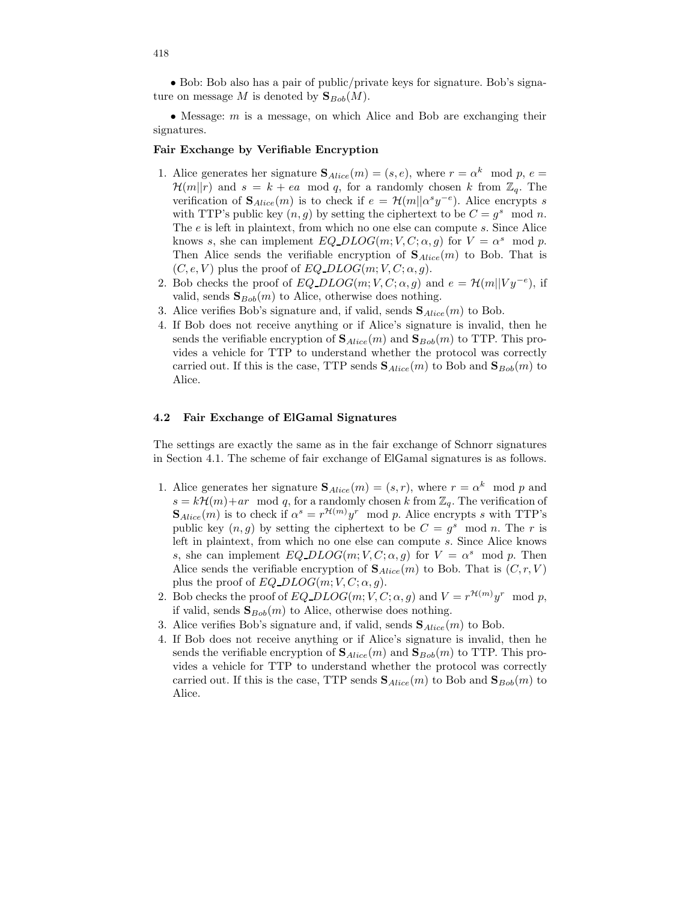• Bob: Bob also has a pair of public/private keys for signature. Bob's signature on message $M$ is denoted by $\mathbf{S}_{Bob}(M)$.

• Message: $m$ is a message, on which Alice and Bob are exchanging their signatures.

**Fair Exchange by Verifiable Encryption**

1. Alice generates her signature $\mathbf{S}_{Alice}(m) = (s, e)$, where $r = \alpha^k \mod p$, $e = \mathcal{H}(m||r)$ and $s = k + ea \mod q$, for a randomly chosen $k$ from $\mathbb{Z}_q$. The verification of $\mathbf{S}_{Alice}(m)$ is to check if $e = \mathcal{H}(m||\alpha^s y^{-e})$. Alice encrypts $s$ with TTP's public key $(n, g)$ by setting the ciphertext to be $C = g^s \mod n$. The $e$ is left in plaintext, from which no one else can compute $s$. Since Alice knows $s$, she can implement $EQ\_DLOG(m; V, C; \alpha, g)$ for $V = \alpha^s \mod p$. Then Alice sends the verifiable encryption of $\mathbf{S}_{Alice}(m)$ to Bob. That is $(C, e, V)$ plus the proof of $EQ\_DLOG(m; V, C; \alpha, g)$.
2. Bob checks the proof of $EQ\_DLOG(m; V, C; \alpha, g)$ and $e = \mathcal{H}(m||Vy^{-e})$, if valid, sends $\mathbf{S}_{Bob}(m)$ to Alice, otherwise does nothing.
3. Alice verifies Bob's signature and, if valid, sends $\mathbf{S}_{Alice}(m)$ to Bob.
4. If Bob does not receive anything or if Alice's signature is invalid, then he sends the verifiable encryption of $\mathbf{S}_{Alice}(m)$ and $\mathbf{S}_{Bob}(m)$ to TTP. This provides a vehicle for TTP to understand whether the protocol was correctly carried out. If this is the case, TTP sends $\mathbf{S}_{Alice}(m)$ to Bob and $\mathbf{S}_{Bob}(m)$ to Alice.

### 4.2 Fair Exchange of ElGamal Signatures

The settings are exactly the same as in the fair exchange of Schnorr signatures in Section 4.1. The scheme of fair exchange of ElGamal signatures is as follows.

1. Alice generates her signature $\mathbf{S}_{Alice}(m) = (s, r)$, where $r = \alpha^k \mod p$ and $s = k\mathcal{H}(m) + ar \mod q$, for a randomly chosen $k$ from $\mathbb{Z}_q$. The verification of $\mathbf{S}_{Alice}(m)$ is to check if $\alpha^s = r^{\mathcal{H}(m)} y^r \mod p$. Alice encrypts $s$ with TTP's public key $(n, g)$ by setting the ciphertext to be $C = g^s \mod n$. The $r$ is left in plaintext, from which no one else can compute $s$. Since Alice knows $s$, she can implement $EQ\_DLOG(m; V, C; \alpha, g)$ for $V = \alpha^s \mod p$. Then Alice sends the verifiable encryption of $\mathbf{S}_{Alice}(m)$ to Bob. That is $(C, r, V)$ plus the proof of $EQ\_DLOG(m; V, C; \alpha, g)$.
2. Bob checks the proof of $EQ\_DLOG(m; V, C; \alpha, g)$ and $V = r^{\mathcal{H}(m)} y^r \mod p$, if valid, sends $\mathbf{S}_{Bob}(m)$ to Alice, otherwise does nothing.
3. Alice verifies Bob's signature and, if valid, sends $\mathbf{S}_{Alice}(m)$ to Bob.
4. If Bob does not receive anything or if Alice's signature is invalid, then he sends the verifiable encryption of $\mathbf{S}_{Alice}(m)$ and $\mathbf{S}_{Bob}(m)$ to TTP. This provides a vehicle for TTP to understand whether the protocol was correctly carried out. If this is the case, TTP sends $\mathbf{S}_{Alice}(m)$ to Bob and $\mathbf{S}_{Bob}(m)$ to Alice.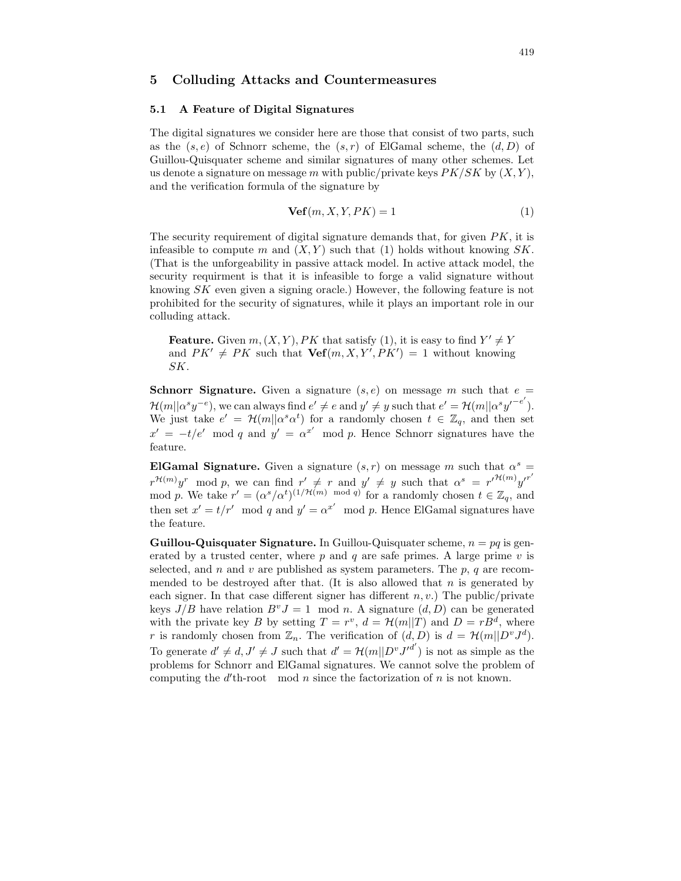## 5 Colluding Attacks and Countermeasures

### 5.1 A Feature of Digital Signatures

The digital signatures we consider here are those that consist of two parts, such as the $(s, e)$ of Schnorr scheme, the $(s, r)$ of ElGamal scheme, the $(d, D)$ of Guillou-Quisquater scheme and similar signatures of many other schemes. Let us denote a signature on message $m$ with public/private keys $PK/SK$ by $(X, Y)$, and the verification formula of the signature by

$$\mathbf{Vef}(m, X, Y, PK) = 1 \tag{1}$$

The security requirement of digital signature demands that, for given $PK$, it is infeasible to compute $m$ and $(X, Y)$ such that (1) holds without knowing $SK$. (That is the unforgeability in passive attack model. In active attack model, the security requirment is that it is infeasible to forge a valid signature without knowing $SK$ even given a signing oracle.) However, the following feature is not prohibited for the security of signatures, while it plays an important role in our colluding attack.

> **Feature.** Given $m, (X, Y), PK$ that satisfy (1), it is easy to find $Y' \neq Y$ and $PK' \neq PK$ such that $\mathbf{Vef}(m, X, Y', PK') = 1$ without knowing $SK$.

**Schnorr Signature.** Given a signature $(s, e)$ on message $m$ such that $e = \mathcal{H}(m||\alpha^s y^{-e})$, we can always find $e' \neq e$ and $y' \neq y$ such that $e' = \mathcal{H}(m||\alpha^s {y'}^{-e'})$. We just take $e' = \mathcal{H}(m||\alpha^s \alpha^t)$ for a randomly chosen $t \in \mathbb{Z}_q$, and then set $x' = -t/e' \mod q$ and $y' = \alpha^{x'} \mod p$. Hence Schnorr signatures have the feature.

**ElGamal Signature.** Given a signature $(s, r)$ on message $m$ such that $\alpha^s = r^{\mathcal{H}(m)} y^r \mod p$, we can find $r' \neq r$ and $y' \neq y$ such that $\alpha^s = {r'}^{\mathcal{H}(m)} {y'}^{r'} \mod p$. We take $r' = (\alpha^s/\alpha^t)^{(1/\mathcal{H}(m) \mod q)}$ for a randomly chosen $t \in \mathbb{Z}_q$, and then set $x' = t/r' \mod q$ and $y' = \alpha^{x'} \mod p$. Hence ElGamal signatures have the feature.

**Guillou-Quisquater Signature.** In Guillou-Quisquater scheme, $n = pq$ is generated by a trusted center, where $p$ and $q$ are safe primes. A large prime $v$ is selected, and $n$ and $v$ are published as system parameters. The $p$, $q$ are recommended to be destroyed after that. (It is also allowed that $n$ is generated by each signer. In that case different signer has different $n, v$.) The public/private keys $J/B$ have relation $B^v J = 1 \mod n$. A signature $(d, D)$ can be generated with the private key $B$ by setting $T = r^v$, $d = \mathcal{H}(m||T)$ and $D = rB^d$, where $r$ is randomly chosen from $\mathbb{Z}_n$. The verification of $(d, D)$ is $d = \mathcal{H}(m||D^v J^d)$. To generate $d' \neq d, J' \neq J$ such that $d' = \mathcal{H}(m||D^v {J'}^{d'})$ is not as simple as the problems for Schnorr and ElGamal signatures. We cannot solve the problem of computing the $d'$th-root $\mod n$ since the factorization of $n$ is not known.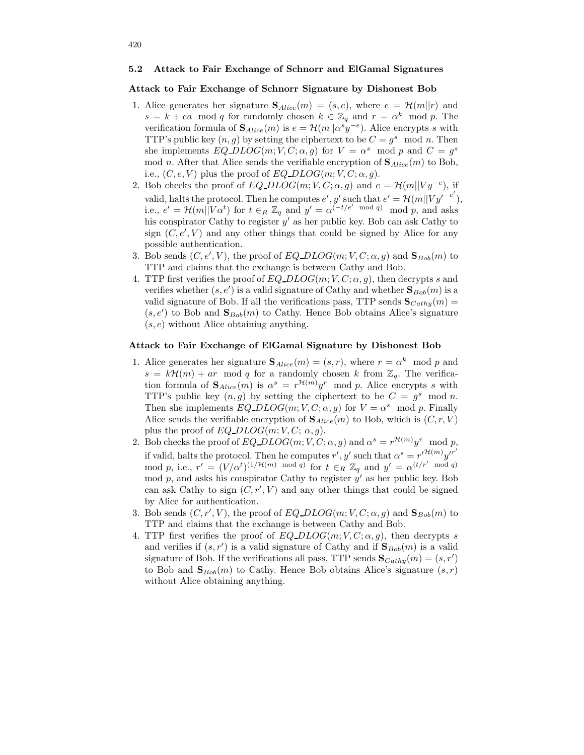### 5.2 Attack to Fair Exchange of Schnorr and ElGamal Signatures

**Attack to Fair Exchange of Schnorr Signature by Dishonest Bob**

1. Alice generates her signature $\mathbf{S}_{Alice}(m) = (s, e)$, where $e = \mathcal{H}(m||r)$ and $s = k + ea \mod q$ for randomly chosen $k \in \mathbb{Z}_q$ and $r = \alpha^k \mod p$. The verification formula of $\mathbf{S}_{Alice}(m)$ is $e = \mathcal{H}(m||\alpha^s y^{-e})$. Alice encrypts $s$ with TTP's public key $(n, g)$ by setting the ciphertext to be $C = g^s \mod n$. Then she implements $EQ\_DLOG(m; V, C; \alpha, g)$ for $V = \alpha^s \mod p$ and $C = g^s \mod n$. After that Alice sends the verifiable encryption of $\mathbf{S}_{Alice}(m)$ to Bob, i.e., $(C, e, V)$ plus the proof of $EQ\_DLOG(m; V, C; \alpha, g)$.
2. Bob checks the proof of $EQ\_DLOG(m; V, C; \alpha, g)$ and $e = \mathcal{H}(m||Vy^{-e})$, if valid, halts the protocol. Then he computes $e', y'$ such that $e' = \mathcal{H}(m||Vy'^{-e'})$, i.e., $e' = \mathcal{H}(m||V\alpha^t)$ for $t \in_R \mathbb{Z}_q$ and $y' = \alpha^{(-t/e' \mod q)} \mod p$, and asks his conspirator Cathy to register $y'$ as her public key. Bob can ask Cathy to sign $(C, e', V)$ and any other things that could be signed by Alice for any possible authentication.
3. Bob sends $(C, e', V)$, the proof of $EQ\_DLOG(m; V, C; \alpha, g)$ and $\mathbf{S}_{Bob}(m)$ to TTP and claims that the exchange is between Cathy and Bob.
4. TTP first verifies the proof of $EQ\_DLOG(m; V, C; \alpha, g)$, then decrypts $s$ and verifies whether $(s, e')$ is a valid signature of Cathy and whether $\mathbf{S}_{Bob}(m)$ is a valid signature of Bob. If all the verifications pass, TTP sends $\mathbf{S}_{Cathy}(m) = (s, e')$ to Bob and $\mathbf{S}_{Bob}(m)$ to Cathy. Hence Bob obtains Alice's signature $(s, e)$ without Alice obtaining anything.

**Attack to Fair Exchange of ElGamal Signature by Dishonest Bob**

1. Alice generates her signature $\mathbf{S}_{Alice}(m) = (s, r)$, where $r = \alpha^k \mod p$ and $s = k\mathcal{H}(m) + ar \mod q$ for a randomly chosen $k$ from $\mathbb{Z}_q$. The verification formula of $\mathbf{S}_{Alice}(m)$ is $\alpha^s = r^{\mathcal{H}(m)} y^r \mod p$. Alice encrypts $s$ with TTP's public key $(n, g)$ by setting the ciphertext to be $C = g^s \mod n$. Then she implements $EQ\_DLOG(m; V, C; \alpha, g)$ for $V = \alpha^s \mod p$. Finally Alice sends the verifiable encryption of $\mathbf{S}_{Alice}(m)$ to Bob, which is $(C, r, V)$ plus the proof of $EQ\_DLOG(m; V, C; \alpha, g)$.
2. Bob checks the proof of $EQ\_DLOG(m; V, C; \alpha, g)$ and $\alpha^s = r^{\mathcal{H}(m)} y^r \mod p$, if valid, halts the protocol. Then he computes $r', y'$ such that $\alpha^s = r'^{\mathcal{H}(m)} y'^{r'} \mod p$, i.e., $r' = (V/\alpha^t)^{(1/\mathcal{H}(m) \mod q)}$ for $t \in_R \mathbb{Z}_q$ and $y' = \alpha^{(t/r' \mod q)} \mod p$, and asks his conspirator Cathy to register $y'$ as her public key. Bob can ask Cathy to sign $(C, r', V)$ and any other things that could be signed by Alice for authentication.
3. Bob sends $(C, r', V)$, the proof of $EQ\_DLOG(m; V, C; \alpha, g)$ and $\mathbf{S}_{Bob}(m)$ to TTP and claims that the exchange is between Cathy and Bob.
4. TTP first verifies the proof of $EQ\_DLOG(m; V, C; \alpha, g)$, then decrypts $s$ and verifies if $(s, r')$ is a valid signature of Cathy and if $\mathbf{S}_{Bob}(m)$ is a valid signature of Bob. If the verifications all pass, TTP sends $\mathbf{S}_{Cathy}(m) = (s, r')$ to Bob and $\mathbf{S}_{Bob}(m)$ to Cathy. Hence Bob obtains Alice's signature $(s, r)$ without Alice obtaining anything.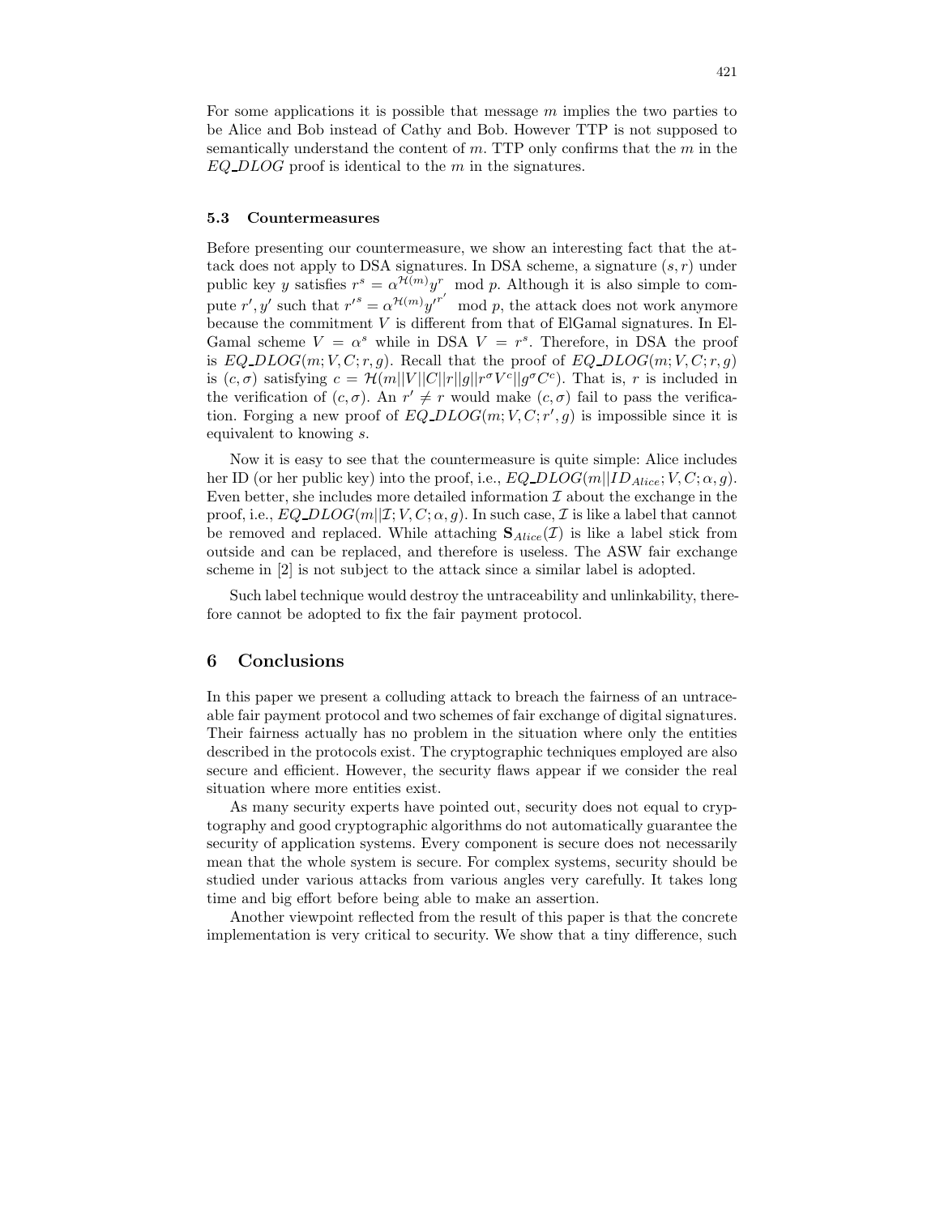For some applications it is possible that message $m$ implies the two parties to be Alice and Bob instead of Cathy and Bob. However TTP is not supposed to semantically understand the content of $m$. TTP only confirms that the $m$ in the $EQ\_DLOG$ proof is identical to the $m$ in the signatures.

### 5.3 Countermeasures

Before presenting our countermeasure, we show an interesting fact that the attack does not apply to DSA signatures. In DSA scheme, a signature $(s, r)$ under public key $y$ satisfies $r^s = \alpha^{\mathcal{H}(m)} y^r \mod p$. Although it is also simple to compute $r', y'$ such that $r'^s = \alpha^{\mathcal{H}(m)} y'^{r'} \mod p$, the attack does not work anymore because the commitment $V$ is different from that of ElGamal signatures. In ElGamal scheme $V = \alpha^s$ while in DSA $V = r^s$. Therefore, in DSA the proof is $EQ\_DLOG(m; V, C; r, g)$. Recall that the proof of $EQ\_DLOG(m; V, C; r, g)$ is $(c, \sigma)$ satisfying $c = \mathcal{H}(m||V||C||r||g||r^\sigma V^c||g^\sigma C^c)$. That is, $r$ is included in the verification of $(c, \sigma)$. An $r' \neq r$ would make $(c, \sigma)$ fail to pass the verification. Forging a new proof of $EQ\_DLOG(m; V, C; r', g)$ is impossible since it is equivalent to knowing $s$.

Now it is easy to see that the countermeasure is quite simple: Alice includes her ID (or her public key) into the proof, i.e., $EQ\_DLOG(m||ID_{Alice}; V, C; \alpha, g)$. Even better, she includes more detailed information $\mathcal{I}$ about the exchange in the proof, i.e., $EQ\_DLOG(m||\mathcal{I}; V, C; \alpha, g)$. In such case, $\mathcal{I}$ is like a label that cannot be removed and replaced. While attaching $\mathbf{S}_{Alice}(\mathcal{I})$ is like a label stick from outside and can be replaced, and therefore is useless. The ASW fair exchange scheme in [2] is not subject to the attack since a similar label is adopted.

Such label technique would destroy the untraceability and unlinkability, therefore cannot be adopted to fix the fair payment protocol.

## 6 Conclusions

In this paper we present a colluding attack to breach the fairness of an untraceable fair payment protocol and two schemes of fair exchange of digital signatures. Their fairness actually has no problem in the situation where only the entities described in the protocols exist. The cryptographic techniques employed are also secure and efficient. However, the security flaws appear if we consider the real situation where more entities exist.

As many security experts have pointed out, security does not equal to cryptography and good cryptographic algorithms do not automatically guarantee the security of application systems. Every component is secure does not necessarily mean that the whole system is secure. For complex systems, security should be studied under various attacks from various angles very carefully. It takes long time and big effort before being able to make an assertion.

Another viewpoint reflected from the result of this paper is that the concrete implementation is very critical to security. We show that a tiny difference, such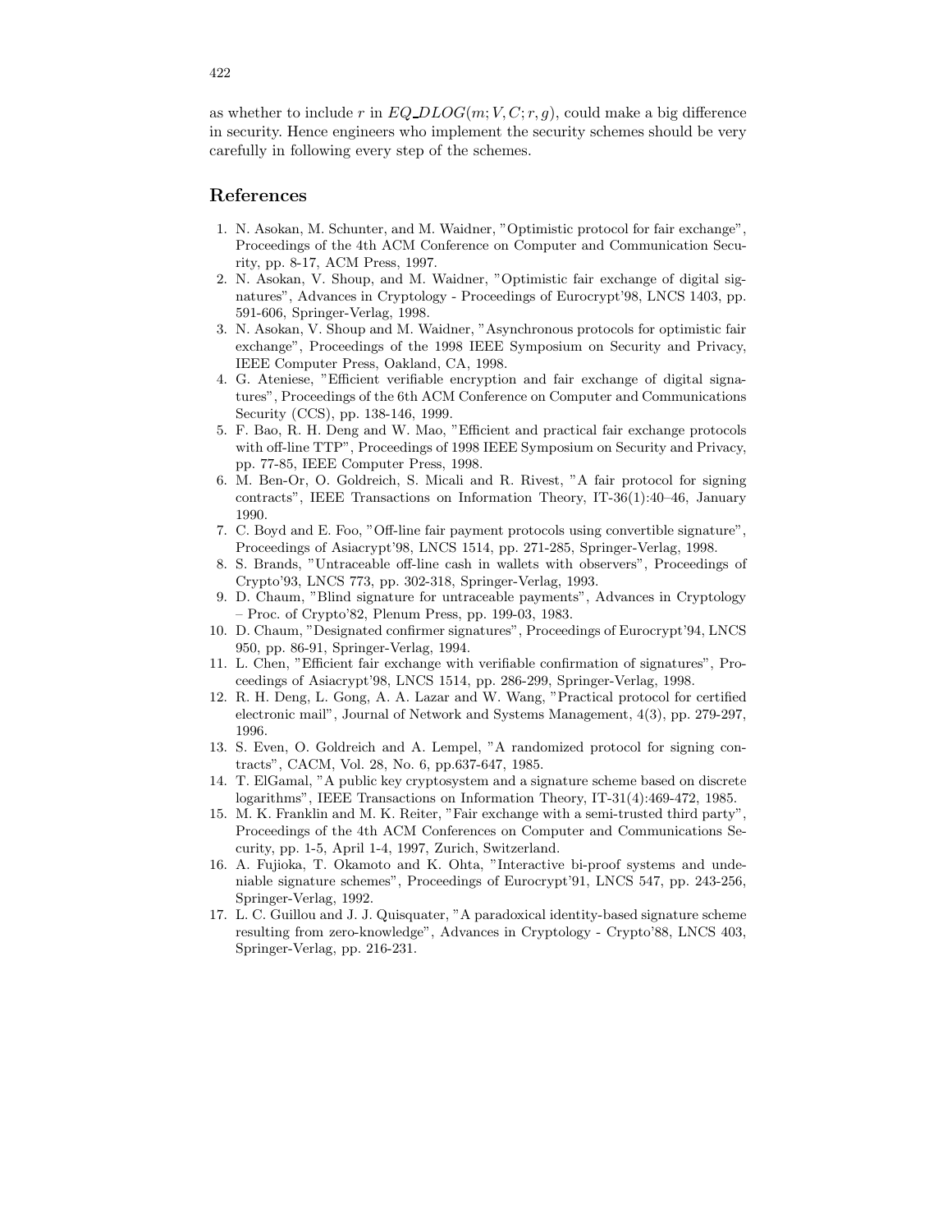as whether to include $r$ in $EQ\_DLOG(m; V, C; r, g)$, could make a big difference in security. Hence engineers who implement the security schemes should be very carefully in following every step of the schemes.

## References

1. N. Asokan, M. Schunter, and M. Waidner, "Optimistic protocol for fair exchange", Proceedings of the 4th ACM Conference on Computer and Communication Security, pp. 8-17, ACM Press, 1997.
2. N. Asokan, V. Shoup, and M. Waidner, "Optimistic fair exchange of digital signatures", Advances in Cryptology - Proceedings of Eurocrypt'98, LNCS 1403, pp. 591-606, Springer-Verlag, 1998.
3. N. Asokan, V. Shoup and M. Waidner, "Asynchronous protocols for optimistic fair exchange", Proceedings of the 1998 IEEE Symposium on Security and Privacy, IEEE Computer Press, Oakland, CA, 1998.
4. G. Ateniese, "Efficient verifiable encryption and fair exchange of digital signatures", Proceedings of the 6th ACM Conference on Computer and Communications Security (CCS), pp. 138-146, 1999.
5. F. Bao, R. H. Deng and W. Mao, "Efficient and practical fair exchange protocols with off-line TTP", Proceedings of 1998 IEEE Symposium on Security and Privacy, pp. 77-85, IEEE Computer Press, 1998.
6. M. Ben-Or, O. Goldreich, S. Micali and R. Rivest, "A fair protocol for signing contracts", IEEE Transactions on Information Theory, IT-36(1):40–46, January 1990.
7. C. Boyd and E. Foo, "Off-line fair payment protocols using convertible signature", Proceedings of Asiacrypt'98, LNCS 1514, pp. 271-285, Springer-Verlag, 1998.
8. S. Brands, "Untraceable off-line cash in wallets with observers", Proceedings of Crypto'93, LNCS 773, pp. 302-318, Springer-Verlag, 1993.
9. D. Chaum, "Blind signature for untraceable payments", Advances in Cryptology – Proc. of Crypto'82, Plenum Press, pp. 199-03, 1983.
10. D. Chaum, "Designated confirmer signatures", Proceedings of Eurocrypt'94, LNCS 950, pp. 86-91, Springer-Verlag, 1994.
11. L. Chen, "Efficient fair exchange with verifiable confirmation of signatures", Proceedings of Asiacrypt'98, LNCS 1514, pp. 286-299, Springer-Verlag, 1998.
12. R. H. Deng, L. Gong, A. A. Lazar and W. Wang, "Practical protocol for certified electronic mail", Journal of Network and Systems Management, 4(3), pp. 279-297, 1996.
13. S. Even, O. Goldreich and A. Lempel, "A randomized protocol for signing contracts", CACM, Vol. 28, No. 6, pp.637-647, 1985.
14. T. ElGamal, "A public key cryptosystem and a signature scheme based on discrete logarithms", IEEE Transactions on Information Theory, IT-31(4):469-472, 1985.
15. M. K. Franklin and M. K. Reiter, "Fair exchange with a semi-trusted third party", Proceedings of the 4th ACM Conferences on Computer and Communications Security, pp. 1-5, April 1-4, 1997, Zurich, Switzerland.
16. A. Fujioka, T. Okamoto and K. Ohta, "Interactive bi-proof systems and undeniable signature schemes", Proceedings of Eurocrypt'91, LNCS 547, pp. 243-256, Springer-Verlag, 1992.
17. L. C. Guillou and J. J. Quisquater, "A paradoxical identity-based signature scheme resulting from zero-knowledge", Advances in Cryptology - Crypto'88, LNCS 403, Springer-Verlag, pp. 216-231.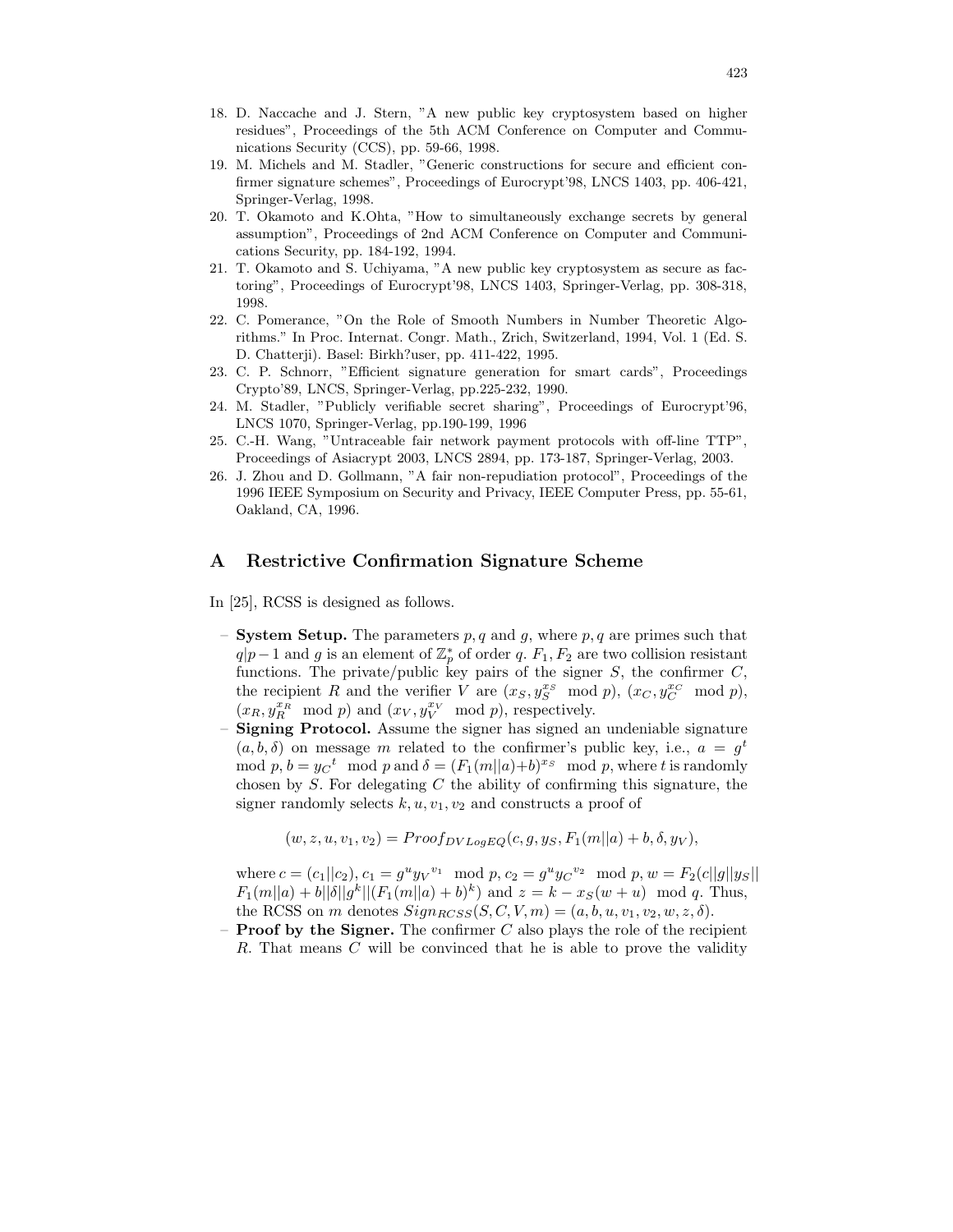18. D. Naccache and J. Stern, "A new public key cryptosystem based on higher residues", Proceedings of the 5th ACM Conference on Computer and Communications Security (CCS), pp. 59-66, 1998.
19. M. Michels and M. Stadler, "Generic constructions for secure and efficient confirmer signature schemes", Proceedings of Eurocrypt'98, LNCS 1403, pp. 406-421, Springer-Verlag, 1998.
20. T. Okamoto and K.Ohta, "How to simultaneously exchange secrets by general assumption", Proceedings of 2nd ACM Conference on Computer and Communications Security, pp. 184-192, 1994.
21. T. Okamoto and S. Uchiyama, "A new public key cryptosystem as secure as factoring", Proceedings of Eurocrypt'98, LNCS 1403, Springer-Verlag, pp. 308-318, 1998.
22. C. Pomerance, "On the Role of Smooth Numbers in Number Theoretic Algorithms." In Proc. Internat. Congr. Math., Zrich, Switzerland, 1994, Vol. 1 (Ed. S. D. Chatterji). Basel: Birkh?user, pp. 411-422, 1995.
23. C. P. Schnorr, "Efficient signature generation for smart cards", Proceedings Crypto'89, LNCS, Springer-Verlag, pp.225-232, 1990.
24. M. Stadler, "Publicly verifiable secret sharing", Proceedings of Eurocrypt'96, LNCS 1070, Springer-Verlag, pp.190-199, 1996
25. C.-H. Wang, "Untraceable fair network payment protocols with off-line TTP", Proceedings of Asiacrypt 2003, LNCS 2894, pp. 173-187, Springer-Verlag, 2003.
26. J. Zhou and D. Gollmann, "A fair non-repudiation protocol", Proceedings of the 1996 IEEE Symposium on Security and Privacy, IEEE Computer Press, pp. 55-61, Oakland, CA, 1996.

## A Restrictive Confirmation Signature Scheme

In [25], RCSS is designed as follows.

- **System Setup.** The parameters $p, q$ and $g$, where $p, q$ are primes such that $q | p-1$ and $g$ is an element of $\mathbb{Z}_p^*$ of order $q$. $F_1, F_2$ are two collision resistant functions. The private/public key pairs of the signer $S$, the confirmer $C$, the recipient $R$ and the verifier $V$ are $(x_S, y_S^{x_S} \mod p)$, $(x_C, y_C^{x_C} \mod p)$, $(x_R, y_R^{x_R} \mod p)$ and $(x_V, y_V^{x_V} \mod p)$, respectively.
- **Signing Protocol.** Assume the signer has signed an undeniable signature $(a, b, \delta)$ on message $m$ related to the confirmer's public key, i.e., $a = g^t \mod p, b = {y_C}^t \mod p$ and $\delta = (F_1(m||a)+b)^{x_S} \mod p$, where $t$ is randomly chosen by $S$. For delegating $C$ the ability of confirming this signature, the signer randomly selects $k, u, v_1, v_2$ and constructs a proof of

$$(w, z, u, v_1, v_2) = Proof_{DVLogEQ}(c, g, y_S, F_1(m||a) + b, \delta, y_V),$$

where $c = (c_1||c_2)$, $c_1 = g^u {y_V}^{v_1} \mod p$, $c_2 = g^u {y_C}^{v_2} \mod p$, $w = F_2(c||g||y_S|| F_1(m||a) + b||\delta||g^k||(F_1(m||a) + b)^k)$ and $z = k - x_S(w + u) \mod q$. Thus, the RCSS on $m$ denotes $Sign_{RCSS}(S, C, V, m) = (a, b, u, v_1, v_2, w, z, \delta)$.
- **Proof by the Signer.** The confirmer $C$ also plays the role of the recipient $R$. That means $C$ will be convinced that he is able to prove the validity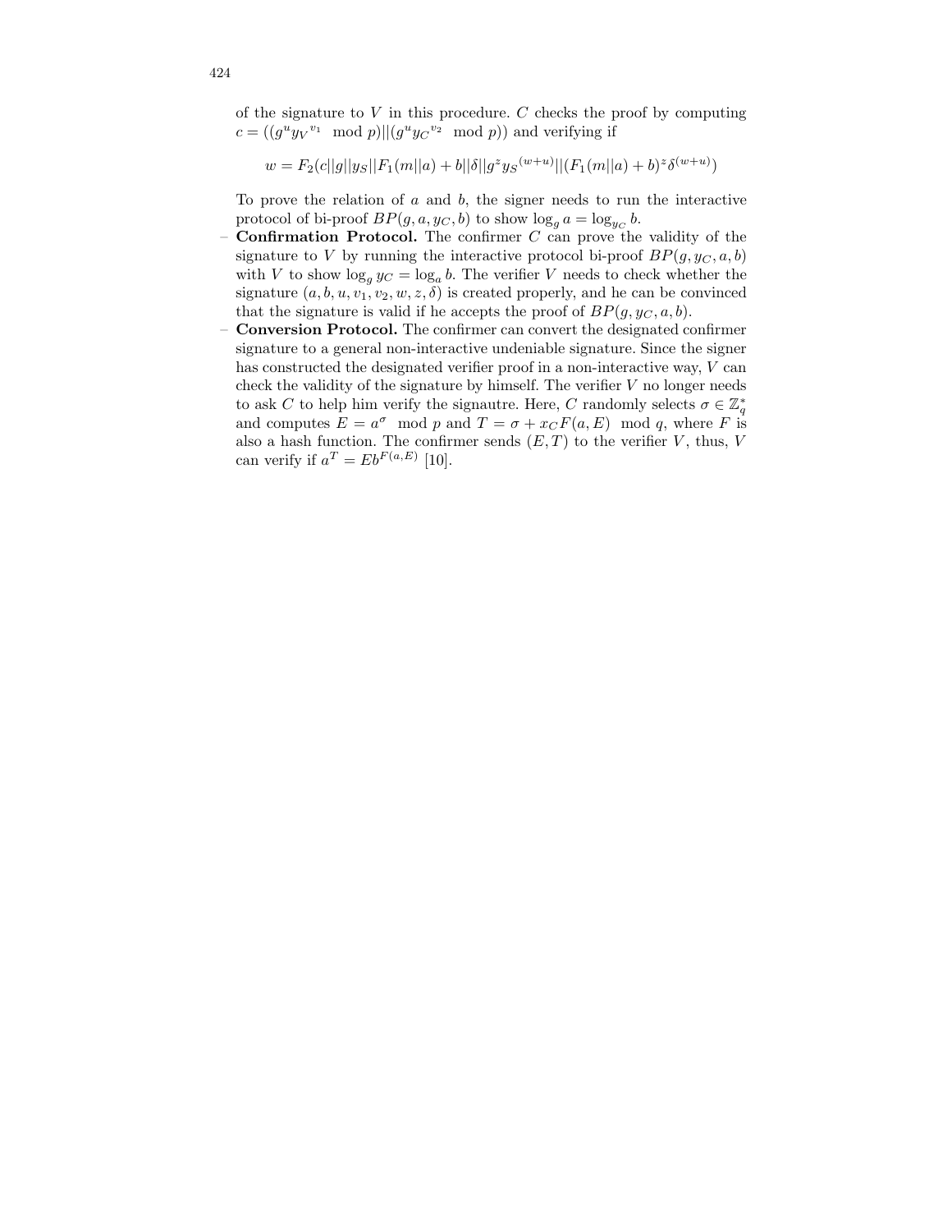of the signature to $V$ in this procedure. $C$ checks the proof by computing $c = ((g^u {y_V}^{v_1} \mod p)||(g^u {y_C}^{v_2} \mod p))$ and verifying if

$$w = F_2(c||g||y_S||F_1(m||a) + b||\delta||g^z {y_S}^{(w+u)}||(F_1(m||a) + b)^z \delta^{(w+u)})$$

To prove the relation of $a$ and $b$, the signer needs to run the interactive protocol of bi-proof $BP(g, a, y_C, b)$ to show $\log_g a = \log_{y_C} b$.

- **Confirmation Protocol.** The confirmer $C$ can prove the validity of the signature to $V$ by running the interactive protocol bi-proof $BP(g, y_C, a, b)$ with $V$ to show $\log_g y_C = \log_a b$. The verifier $V$ needs to check whether the signature $(a, b, u, v_1, v_2, w, z, \delta)$ is created properly, and he can be convinced that the signature is valid if he accepts the proof of $BP(g, y_C, a, b)$.
- **Conversion Protocol.** The confirmer can convert the designated confirmer signature to a general non-interactive undeniable signature. Since the signer has constructed the designated verifier proof in a non-interactive way, $V$ can check the validity of the signature by himself. The verifier $V$ no longer needs to ask $C$ to help him verify the signautre. Here, $C$ randomly selects $\sigma \in \mathbb{Z}_q^*$ and computes $E = a^\sigma \mod p$ and $T = \sigma + x_C F(a, E) \mod q$, where $F$ is also a hash function. The confirmer sends $(E, T)$ to the verifier $V$, thus, $V$ can verify if $a^T = E b^{F(a,E)}$ [10].